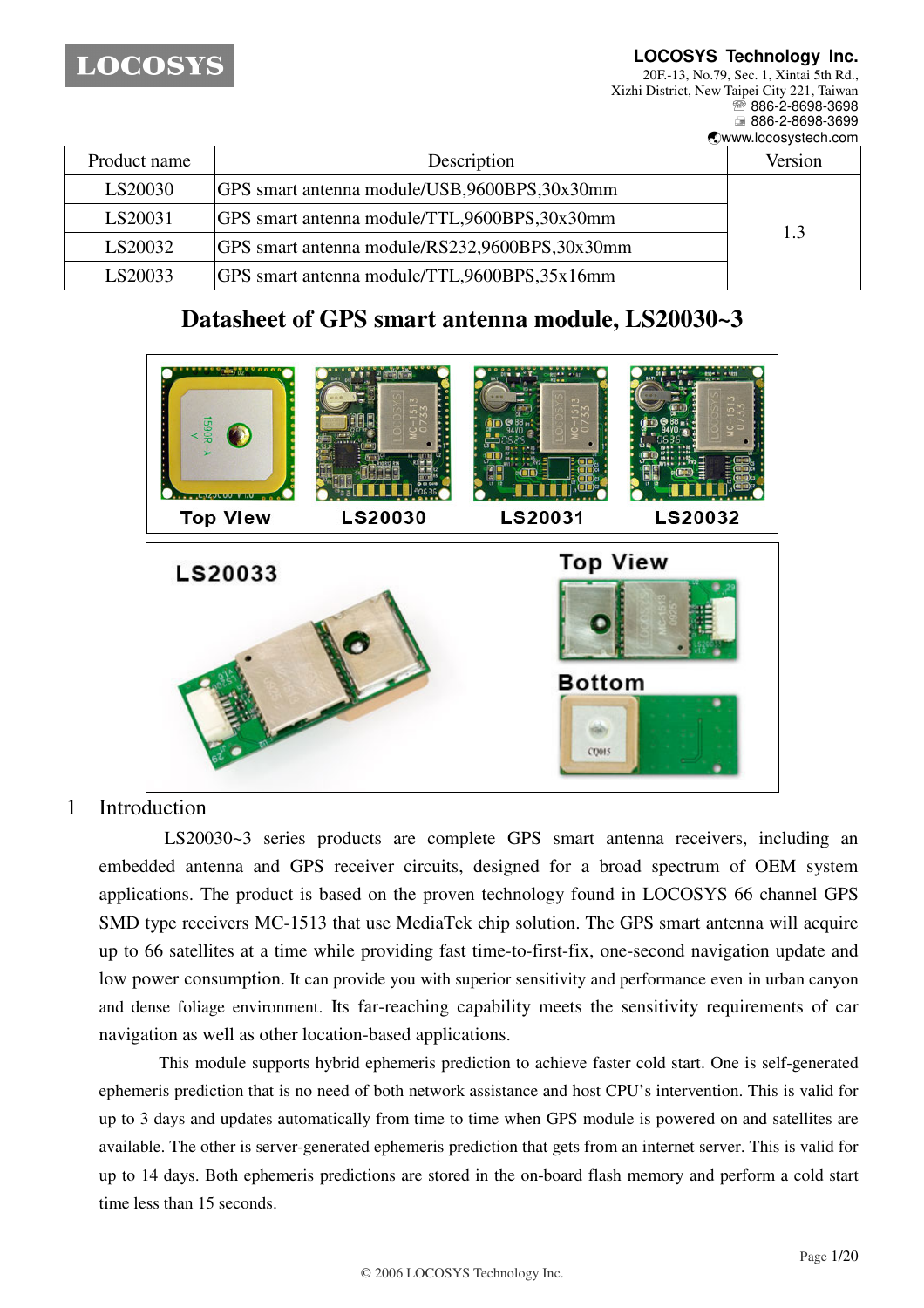**LOCOSYS Technology Inc.**
20F.-13, No.79, Sec. 1, Xintai 5th Rd.,
Xizhi District, New Taipei City 221, Taiwan
886-2-8698-3698
886-2-8698-3699
www.locosystech.com

| Product name | Description | Version |
|---|---|---|
| LS20030 | GPS smart antenna module/USB,9600BPS,30x30mm | 1.3 |
| LS20031 | GPS smart antenna module/TTL,9600BPS,30x30mm | |
| LS20032 | GPS smart antenna module/RS232,9600BPS,30x30mm | |
| LS20033 | GPS smart antenna module/TTL,9600BPS,35x16mm | |

# Datasheet of GPS smart antenna module, LS20030~3

Top View | LS20030 | LS20031 | LS20032

LS20033 | Top View | Bottom

## 1 Introduction

LS20030~3 series products are complete GPS smart antenna receivers, including an embedded antenna and GPS receiver circuits, designed for a broad spectrum of OEM system applications. The product is based on the proven technology found in LOCOSYS 66 channel GPS SMD type receivers MC-1513 that use MediaTek chip solution. The GPS smart antenna will acquire up to 66 satellites at a time while providing fast time-to-first-fix, one-second navigation update and low power consumption. It can provide you with superior sensitivity and performance even in urban canyon and dense foliage environment. Its far-reaching capability meets the sensitivity requirements of car navigation as well as other location-based applications.

This module supports hybrid ephemeris prediction to achieve faster cold start. One is self-generated ephemeris prediction that is no need of both network assistance and host CPU's intervention. This is valid for up to 3 days and updates automatically from time to time when GPS module is powered on and satellites are available. The other is server-generated ephemeris prediction that gets from an internet server. This is valid for up to 14 days. Both ephemeris predictions are stored in the on-board flash memory and perform a cold start time less than 15 seconds.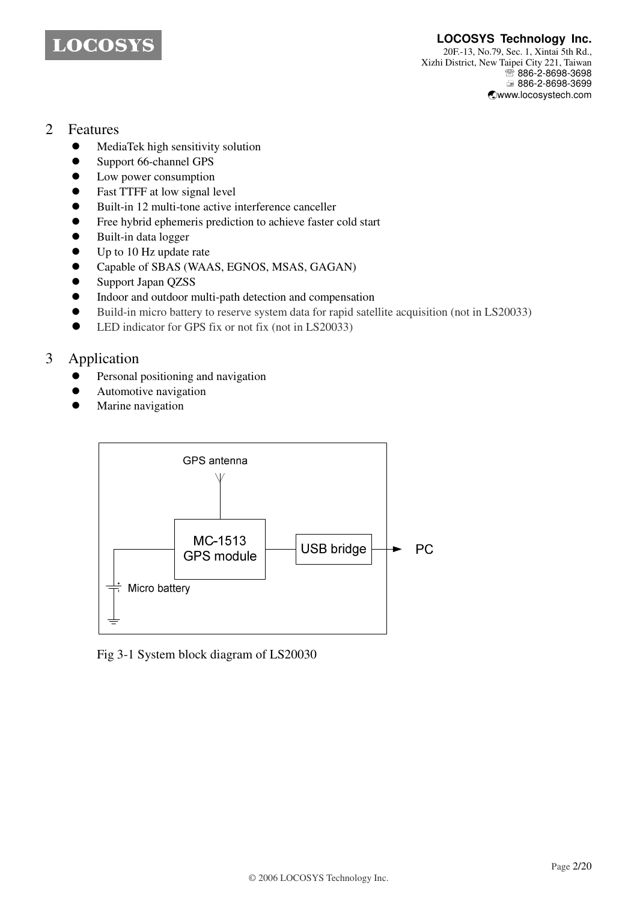## 2 Features

- MediaTek high sensitivity solution
- Support 66-channel GPS
- Low power consumption
- Fast TTFF at low signal level
- Built-in 12 multi-tone active interference canceller
- Free hybrid ephemeris prediction to achieve faster cold start
- Built-in data logger
- Up to 10 Hz update rate
- Capable of SBAS (WAAS, EGNOS, MSAS, GAGAN)
- Support Japan QZSS
- Indoor and outdoor multi-path detection and compensation
- Build-in micro battery to reserve system data for rapid satellite acquisition (not in LS20033)
- LED indicator for GPS fix or not fix (not in LS20033)

## 3 Application

- Personal positioning and navigation
- Automotive navigation
- Marine navigation

GPS antenna

MC-1513 GPS module

USB bridge

PC

Micro battery

Fig 3-1 System block diagram of LS20030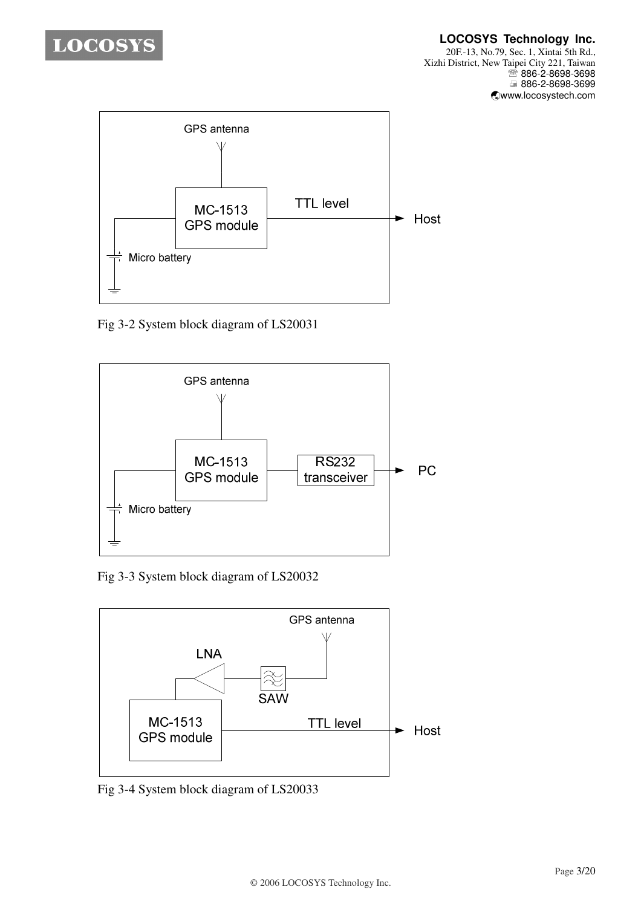Fig 3-2 System block diagram of LS20031

Fig 3-3 System block diagram of LS20032

Fig 3-4 System block diagram of LS20033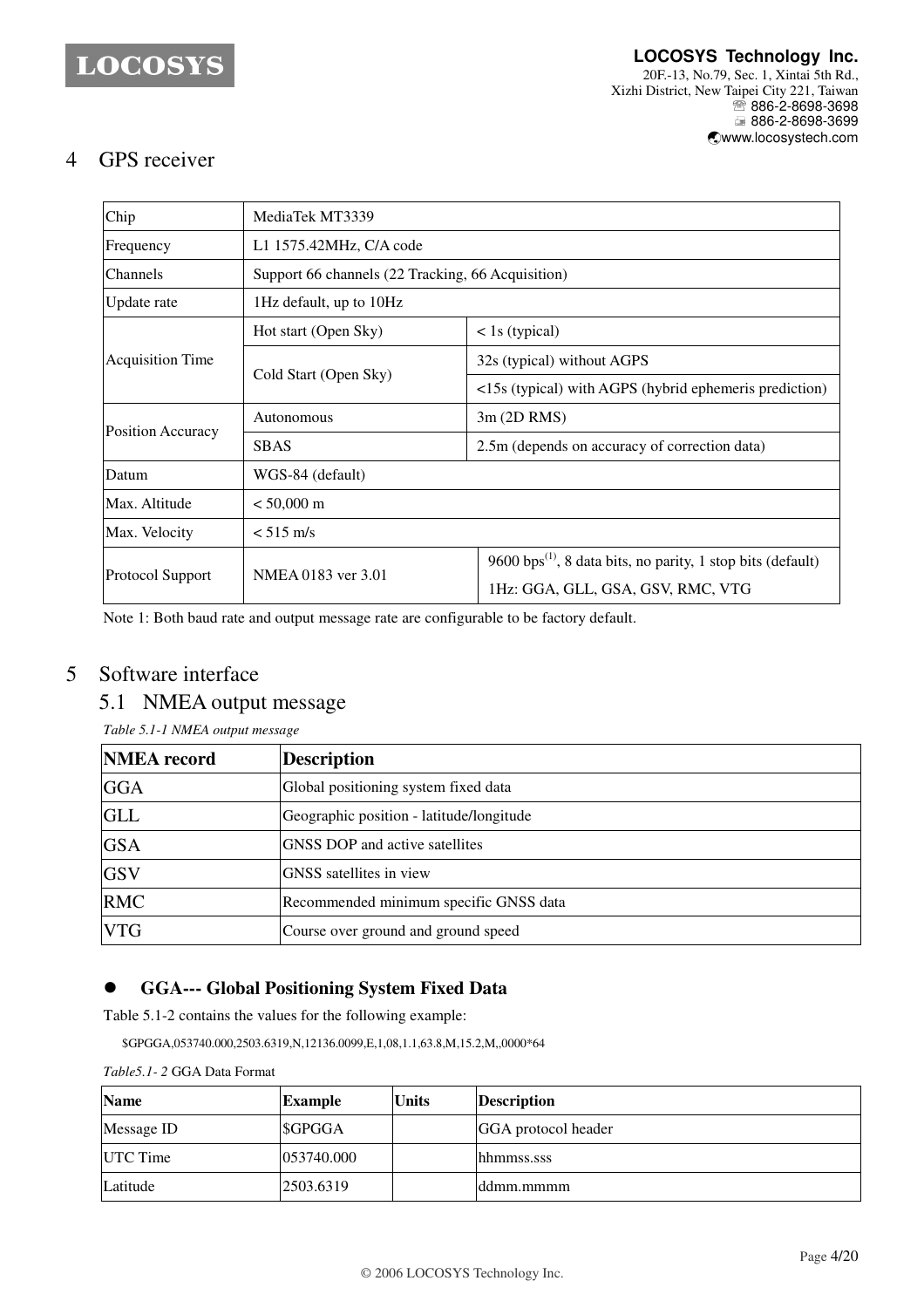# 4 GPS receiver

| Chip | MediaTek MT3339 | |
|---|---|---|
| Frequency | L1 1575.42MHz, C/A code | |
| Channels | Support 66 channels (22 Tracking, 66 Acquisition) | |
| Update rate | 1Hz default, up to 10Hz | |
| Acquisition Time | Hot start (Open Sky) | < 1s (typical) |
| | Cold Start (Open Sky) | 32s (typical) without AGPS |
| | | <15s (typical) with AGPS (hybrid ephemeris prediction) |
| Position Accuracy | Autonomous | 3m (2D RMS) |
| | SBAS | 2.5m (depends on accuracy of correction data) |
| Datum | WGS-84 (default) | |
| Max. Altitude | < 50,000 m | |
| Max. Velocity | < 515 m/s | |
| Protocol Support | NMEA 0183 ver 3.01 | 9600 bps(1), 8 data bits, no parity, 1 stop bits (default)<br>1Hz: GGA, GLL, GSA, GSV, RMC, VTG |

Note 1: Both baud rate and output message rate are configurable to be factory default.

# 5 Software interface

## 5.1 NMEA output message

*Table 5.1-1 NMEA output message*

| NMEA record | Description |
|---|---|
| GGA | Global positioning system fixed data |
| GLL | Geographic position - latitude/longitude |
| GSA | GNSS DOP and active satellites |
| GSV | GNSS satellites in view |
| RMC | Recommended minimum specific GNSS data |
| VTG | Course over ground and ground speed |

- **GGA--- Global Positioning System Fixed Data**

Table 5.1-2 contains the values for the following example:

$GPGGA,053740.000,2503.6319,N,12136.0099,E,1,08,1.1,63.8,M,15.2,M,,0000*64

*Table5.1- 2* GGA Data Format

| Name | Example | Units | Description |
|---|---|---|---|
| Message ID | $GPGGA | | GGA protocol header |
| UTC Time | 053740.000 | | hhmmss.sss |
| Latitude | 2503.6319 | | ddmm.mmmm |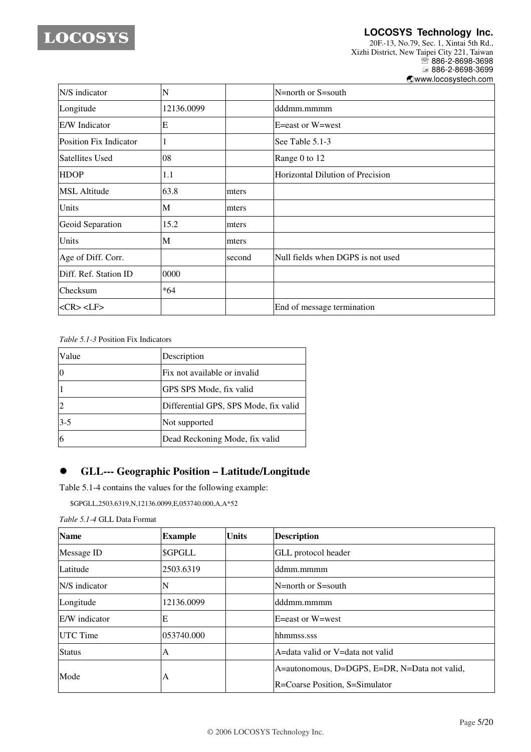| N/S indicator | N | | N=north or S=south |
|---|---|---|---|
| Longitude | 12136.0099 | | dddmm.mmmm |
| E/W Indicator | E | | E=east or W=west |
| Position Fix Indicator | 1 | | See Table 5.1-3 |
| Satellites Used | 08 | | Range 0 to 12 |
| HDOP | 1.1 | | Horizontal Dilution of Precision |
| MSL Altitude | 63.8 | mters | |
| Units | M | mters | |
| Geoid Separation | 15.2 | mters | |
| Units | M | mters | |
| Age of Diff. Corr. | | second | Null fields when DGPS is not used |
| Diff. Ref. Station ID | 0000 | | |
| Checksum | *64 | | |
| <CR> <LF> | | | End of message termination |

*Table 5.1-3* Position Fix Indicators

| Value | Description |
|---|---|
| 0 | Fix not available or invalid |
| 1 | GPS SPS Mode, fix valid |
| 2 | Differential GPS, SPS Mode, fix valid |
| 3-5 | Not supported |
| 6 | Dead Reckoning Mode, fix valid |

- **GLL--- Geographic Position – Latitude/Longitude**

Table 5.1-4 contains the values for the following example:

$GPGLL,2503.6319,N,12136.0099,E,053740.000,A,A*52

*Table 5.1-4* GLL Data Format

| **Name** | **Example** | **Units** | **Description** |
|---|---|---|---|
| Message ID | $GPGLL | | GLL protocol header |
| Latitude | 2503.6319 | | ddmm.mmmm |
| N/S indicator | N | | N=north or S=south |
| Longitude | 12136.0099 | | dddmm.mmmm |
| E/W indicator | E | | E=east or W=west |
| UTC Time | 053740.000 | | hhmmss.sss |
| Status | A | | A=data valid or V=data not valid |
| Mode | A | | A=autonomous, D=DGPS, E=DR, N=Data not valid, R=Coarse Position, S=Simulator |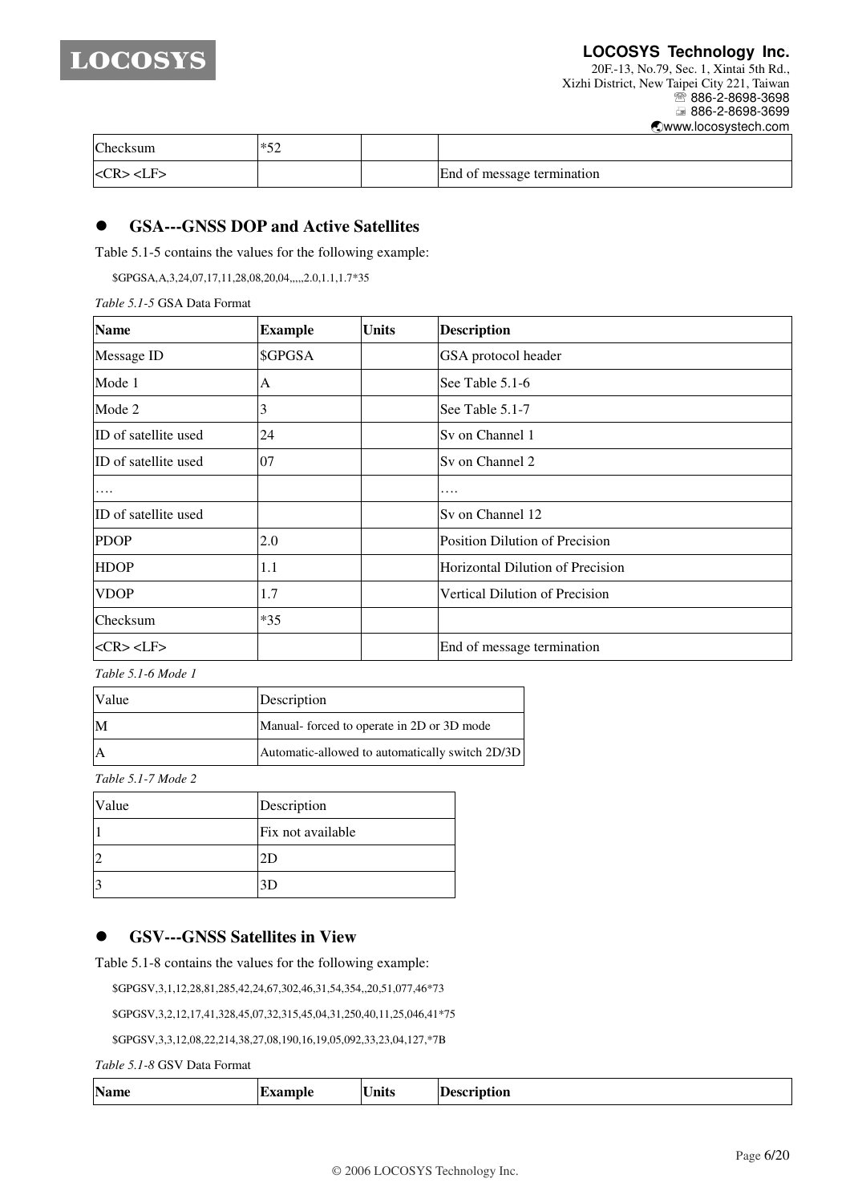| Checksum | *52 | | |
|---|---|---|---|
| <CR> <LF> | | | End of message termination |

- **GSA---GNSS DOP and Active Satellites**

Table 5.1-5 contains the values for the following example:

$GPGSA,A,3,24,07,17,11,28,08,20,04,,,,,2.0,1.1,1.7*35

*Table 5.1-5* GSA Data Format

| Name | Example | Units | Description |
|---|---|---|---|
| Message ID | $GPGSA | | GSA protocol header |
| Mode 1 | A | | See Table 5.1-6 |
| Mode 2 | 3 | | See Table 5.1-7 |
| ID of satellite used | 24 | | Sv on Channel 1 |
| ID of satellite used | 07 | | Sv on Channel 2 |
| …. | | | …. |
| ID of satellite used | | | Sv on Channel 12 |
| PDOP | 2.0 | | Position Dilution of Precision |
| HDOP | 1.1 | | Horizontal Dilution of Precision |
| VDOP | 1.7 | | Vertical Dilution of Precision |
| Checksum | *35 | | |
| <CR> <LF> | | | End of message termination |

*Table 5.1-6 Mode 1*

| Value | Description |
|---|---|
| M | Manual- forced to operate in 2D or 3D mode |
| A | Automatic-allowed to automatically switch 2D/3D |

*Table 5.1-7 Mode 2*

| Value | Description |
|---|---|
| 1 | Fix not available |
| 2 | 2D |
| 3 | 3D |

- **GSV---GNSS Satellites in View**

Table 5.1-8 contains the values for the following example:

$GPGSV,3,1,12,28,81,285,42,24,67,302,46,31,54,354,,20,51,077,46*73

$GPGSV,3,2,12,17,41,328,45,07,32,315,45,04,31,250,40,11,25,046,41*75

$GPGSV,3,3,12,08,22,214,38,27,08,190,16,19,05,092,33,23,04,127,*7B

*Table 5.1-8* GSV Data Format

| Name | Example | Units | Description |
|---|---|---|---|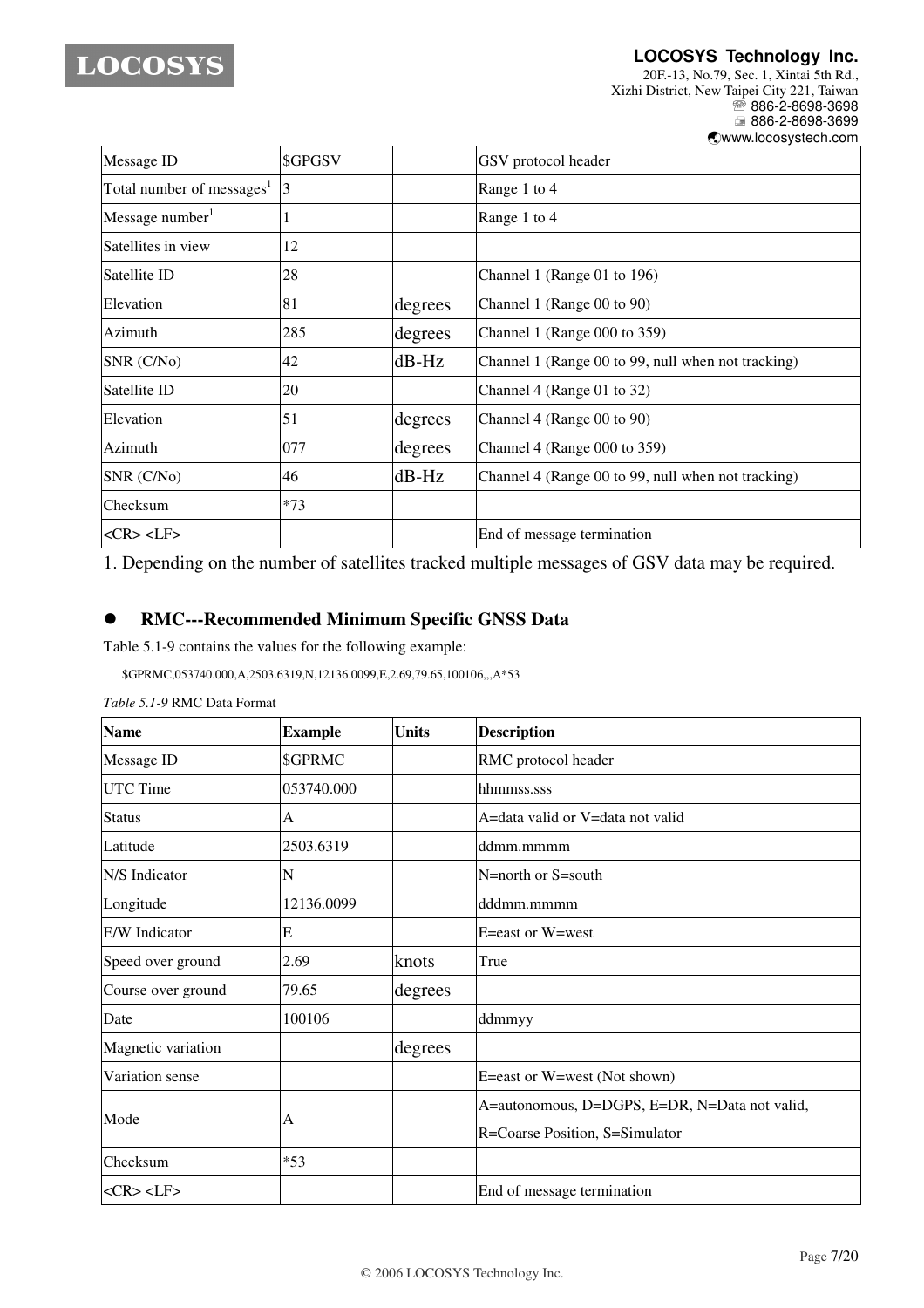| Message ID | $GPGSV | | GSV protocol header |
|---|---|---|---|
| Total number of messages[1] | 3 | | Range 1 to 4 |
| Message number[1] | 1 | | Range 1 to 4 |
| Satellites in view | 12 | | |
| Satellite ID | 28 | | Channel 1 (Range 01 to 196) |
| Elevation | 81 | degrees | Channel 1 (Range 00 to 90) |
| Azimuth | 285 | degrees | Channel 1 (Range 000 to 359) |
| SNR (C/No) | 42 | dB-Hz | Channel 1 (Range 00 to 99, null when not tracking) |
| Satellite ID | 20 | | Channel 4 (Range 01 to 32) |
| Elevation | 51 | degrees | Channel 4 (Range 00 to 90) |
| Azimuth | 077 | degrees | Channel 4 (Range 000 to 359) |
| SNR (C/No) | 46 | dB-Hz | Channel 4 (Range 00 to 99, null when not tracking) |
| Checksum | *73 | | |
| <CR> <LF> | | | End of message termination |

1. Depending on the number of satellites tracked multiple messages of GSV data may be required.

- **RMC---Recommended Minimum Specific GNSS Data**

Table 5.1-9 contains the values for the following example:

$GPRMC,053740.000,A,2503.6319,N,12136.0099,E,2.69,79.65,100106,,,A*53

*Table 5.1-9* RMC Data Format

| **Name** | **Example** | **Units** | **Description** |
|---|---|---|---|
| Message ID | $GPRMC | | RMC protocol header |
| UTC Time | 053740.000 | | hhmmss.sss |
| Status | A | | A=data valid or V=data not valid |
| Latitude | 2503.6319 | | ddmm.mmmm |
| N/S Indicator | N | | N=north or S=south |
| Longitude | 12136.0099 | | dddmm.mmmm |
| E/W Indicator | E | | E=east or W=west |
| Speed over ground | 2.69 | knots | True |
| Course over ground | 79.65 | degrees | |
| Date | 100106 | | ddmmyy |
| Magnetic variation | | degrees | |
| Variation sense | | | E=east or W=west (Not shown) |
| Mode | A | | A=autonomous, D=DGPS, E=DR, N=Data not valid, R=Coarse Position, S=Simulator |
| Checksum | *53 | | |
| <CR> <LF> | | | End of message termination |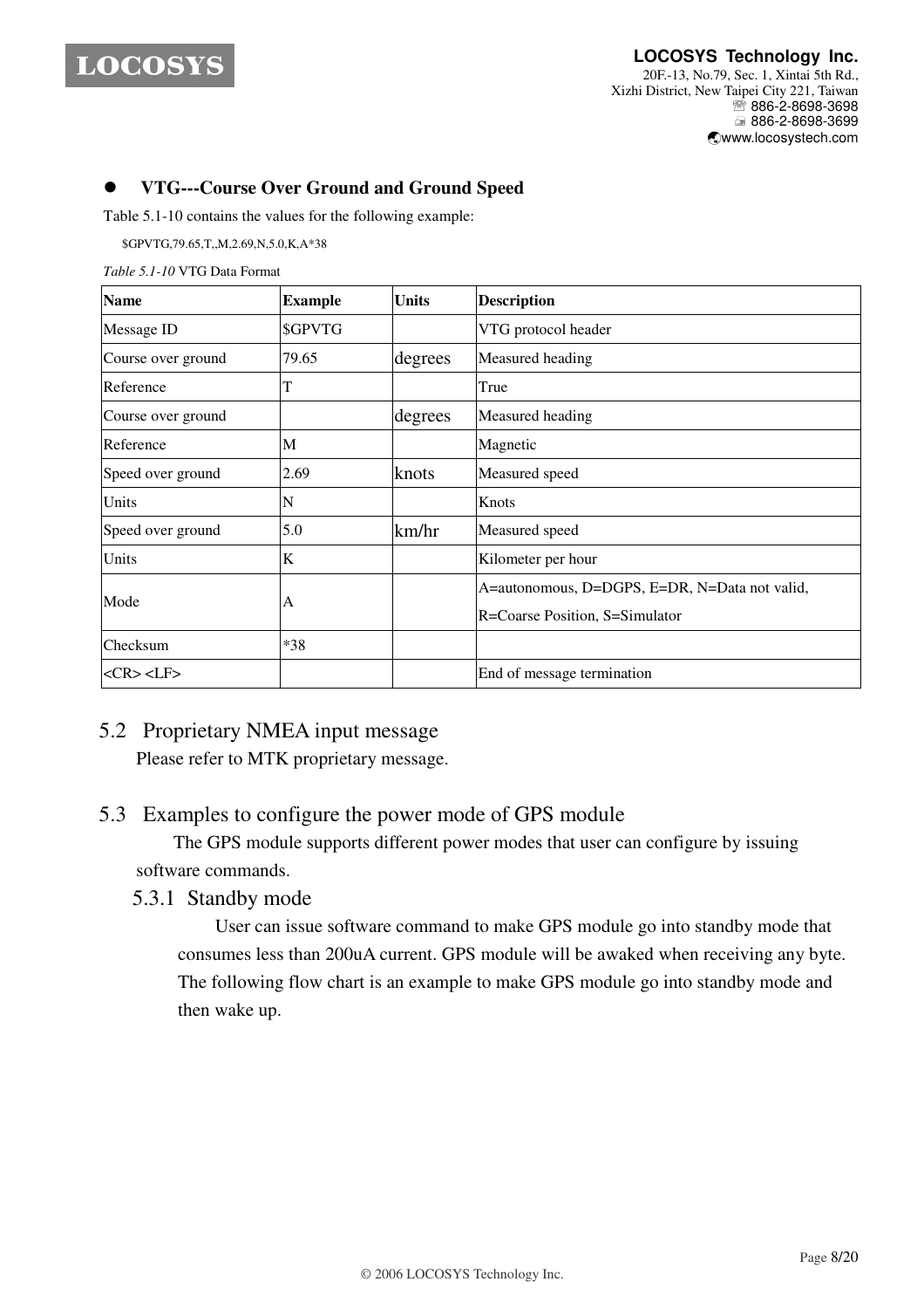- **VTG---Course Over Ground and Ground Speed**

Table 5.1-10 contains the values for the following example:

$GPVTG,79.65,T,,M,2.69,N,5.0,K,A*38

*Table 5.1-10* VTG Data Format

| Name | Example | Units | Description |
|---|---|---|---|
| Message ID | $GPVTG | | VTG protocol header |
| Course over ground | 79.65 | degrees | Measured heading |
| Reference | T | | True |
| Course over ground | | degrees | Measured heading |
| Reference | M | | Magnetic |
| Speed over ground | 2.69 | knots | Measured speed |
| Units | N | | Knots |
| Speed over ground | 5.0 | km/hr | Measured speed |
| Units | K | | Kilometer per hour |
| Mode | A | | A=autonomous, D=DGPS, E=DR, N=Data not valid, R=Coarse Position, S=Simulator |
| Checksum | *38 | | |
| <CR> <LF> | | | End of message termination |

## 5.2 Proprietary NMEA input message

Please refer to MTK proprietary message.

## 5.3 Examples to configure the power mode of GPS module

The GPS module supports different power modes that user can configure by issuing software commands.

### 5.3.1 Standby mode

User can issue software command to make GPS module go into standby mode that consumes less than 200uA current. GPS module will be awaked when receiving any byte. The following flow chart is an example to make GPS module go into standby mode and then wake up.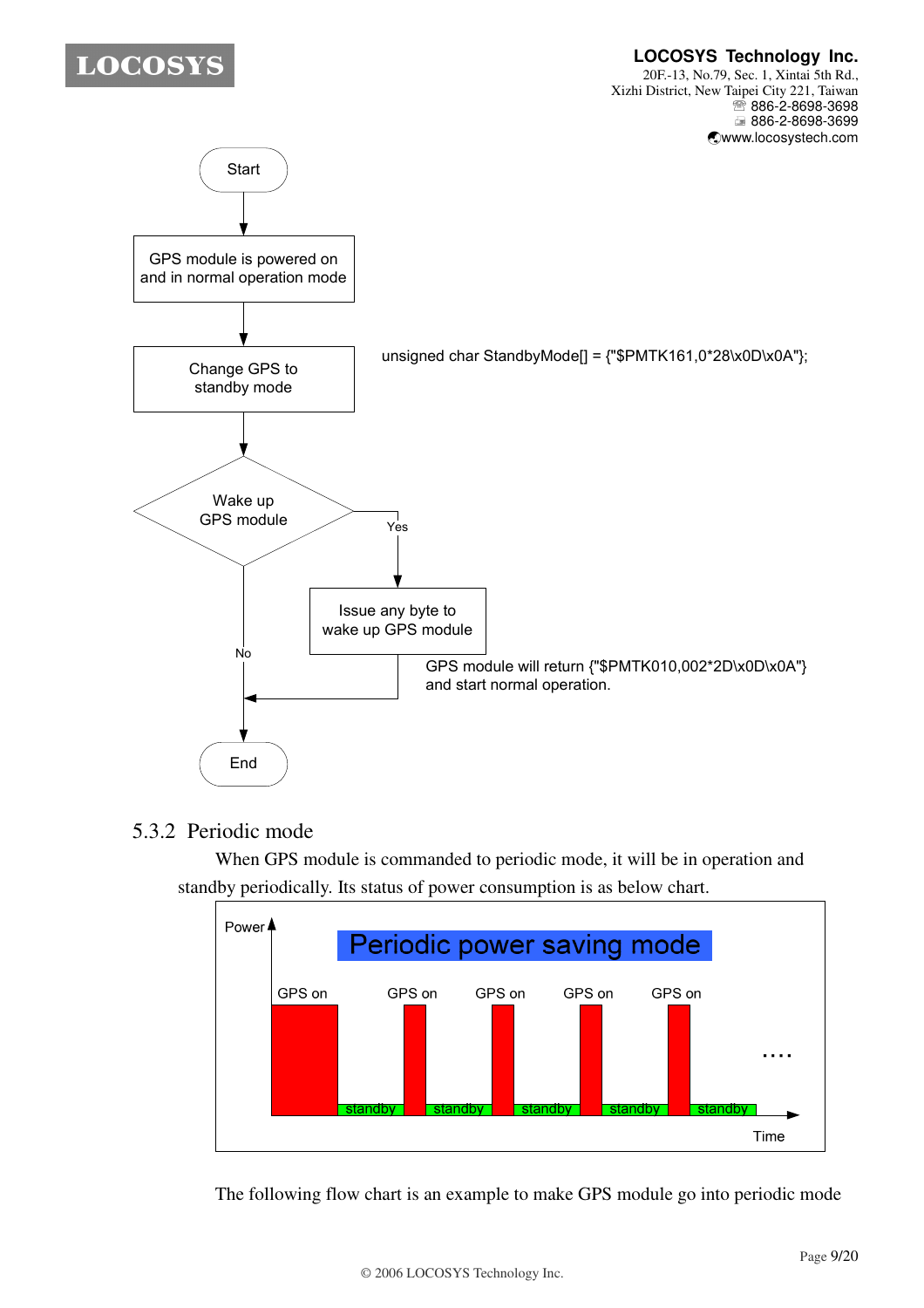Start

GPS module is powered on and in normal operation mode

Change GPS to standby mode

unsigned char StandbyMode[] = {"$PMTK161,0*28\x0D\x0A"};

Wake up GPS module

Yes

Issue any byte to wake up GPS module

GPS module will return {"$PMTK010,002*2D\x0D\x0A"} and start normal operation.

No

End

### 5.3.2 Periodic mode

When GPS module is commanded to periodic mode, it will be in operation and standby periodically. Its status of power consumption is as below chart.

Periodic power saving mode

Power

GPS on | standby | GPS on | standby | GPS on | standby | GPS on | standby | GPS on | standby ....

Time

The following flow chart is an example to make GPS module go into periodic mode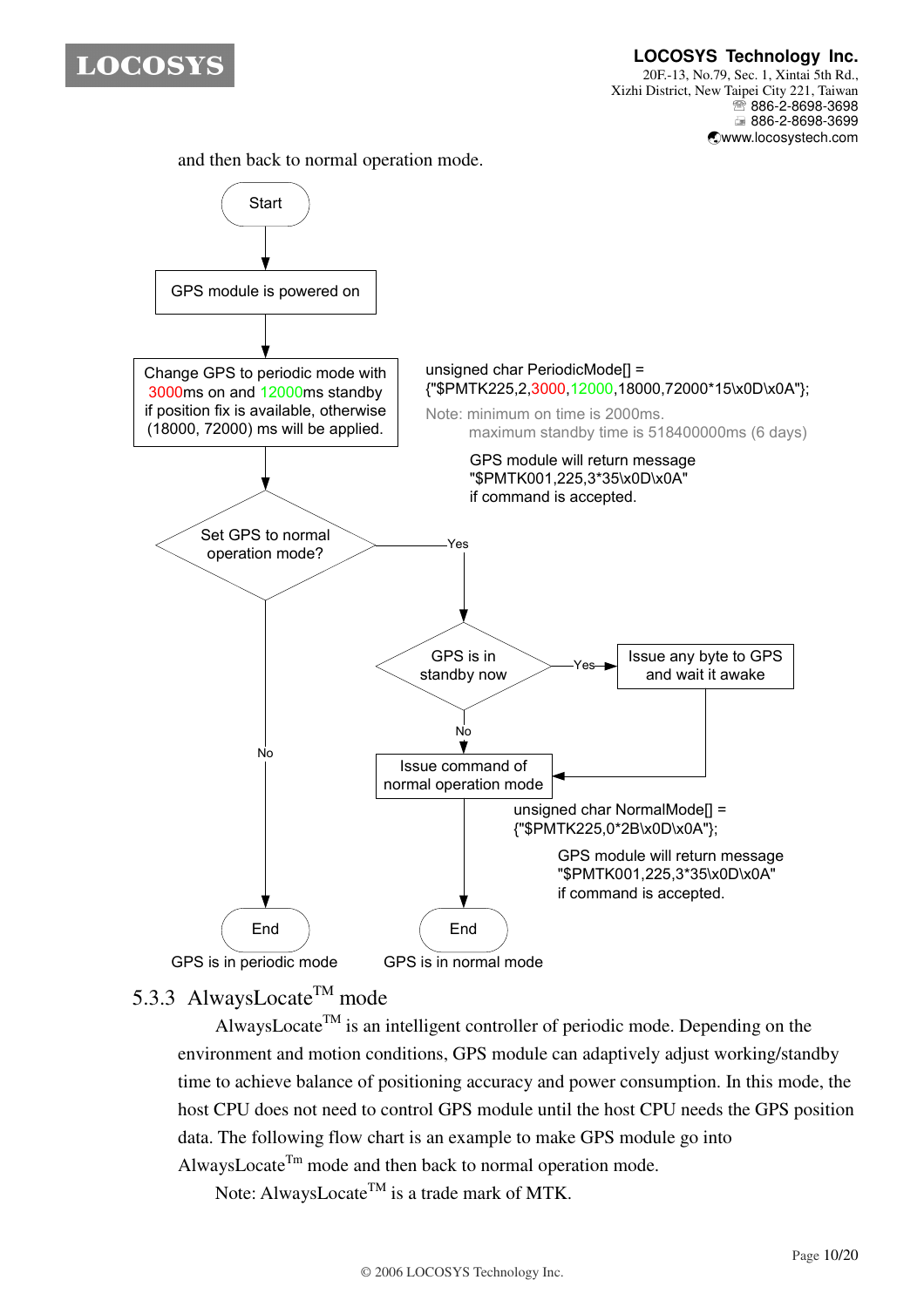and then back to normal operation mode.

Start

GPS module is powered on

Change GPS to periodic mode with 3000ms on and 12000ms standby if position fix is available, otherwise (18000, 72000) ms will be applied.

unsigned char PeriodicMode[] = {"$PMTK225,2,3000,12000,18000,72000*15\x0D\x0A"};

Note: minimum on time is 2000ms.
maximum standby time is 518400000ms (6 days)

GPS module will return message "$PMTK001,225,3*35\x0D\x0A" if command is accepted.

Set GPS to normal operation mode?

Yes

GPS is in standby now

Yes

Issue any byte to GPS and wait it awake

No

Issue command of normal operation mode

unsigned char NormalMode[] = {"$PMTK225,0*2B\x0D\x0A"};

GPS module will return message "$PMTK001,225,3*35\x0D\x0A" if command is accepted.

No

End

GPS is in periodic mode

End

GPS is in normal mode

### 5.3.3 AlwaysLocate™ mode

AlwaysLocate™ is an intelligent controller of periodic mode. Depending on the environment and motion conditions, GPS module can adaptively adjust working/standby time to achieve balance of positioning accuracy and power consumption. In this mode, the host CPU does not need to control GPS module until the host CPU needs the GPS position data. The following flow chart is an example to make GPS module go into AlwaysLocate™ mode and then back to normal operation mode.

Note: AlwaysLocate™ is a trade mark of MTK.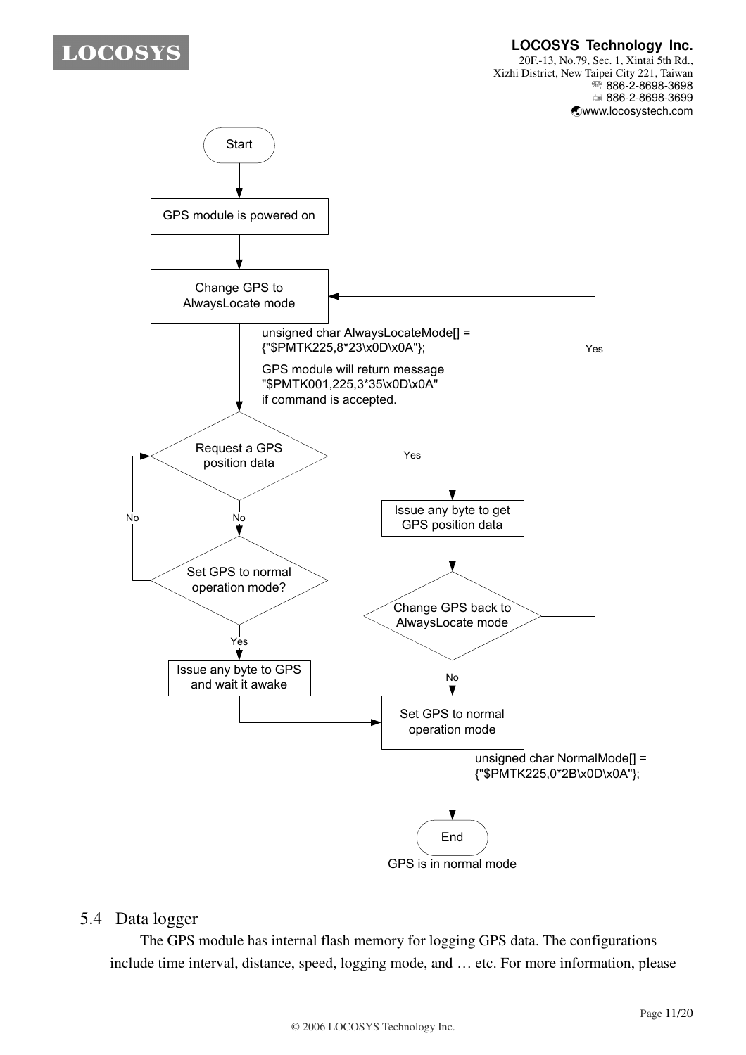Start

GPS module is powered on

Change GPS to AlwaysLocate mode

unsigned char AlwaysLocateMode[] = {"$PMTK225,8*23\x0D\x0A"};

GPS module will return message "$PMTK001,225,3*35\x0D\x0A" if command is accepted.

Request a GPS position data

Yes → Issue any byte to get GPS position data

Change GPS back to AlwaysLocate mode (Yes → Change GPS to AlwaysLocate mode; No → Set GPS to normal operation mode)

No → Set GPS to normal operation mode? (No → Request a GPS position data; Yes → Issue any byte to GPS and wait it awake)

Set GPS to normal operation mode

unsigned char NormalMode[] = {"$PMTK225,0*2B\x0D\x0A"};

End

GPS is in normal mode

## 5.4 Data logger

The GPS module has internal flash memory for logging GPS data. The configurations include time interval, distance, speed, logging mode, and … etc. For more information, please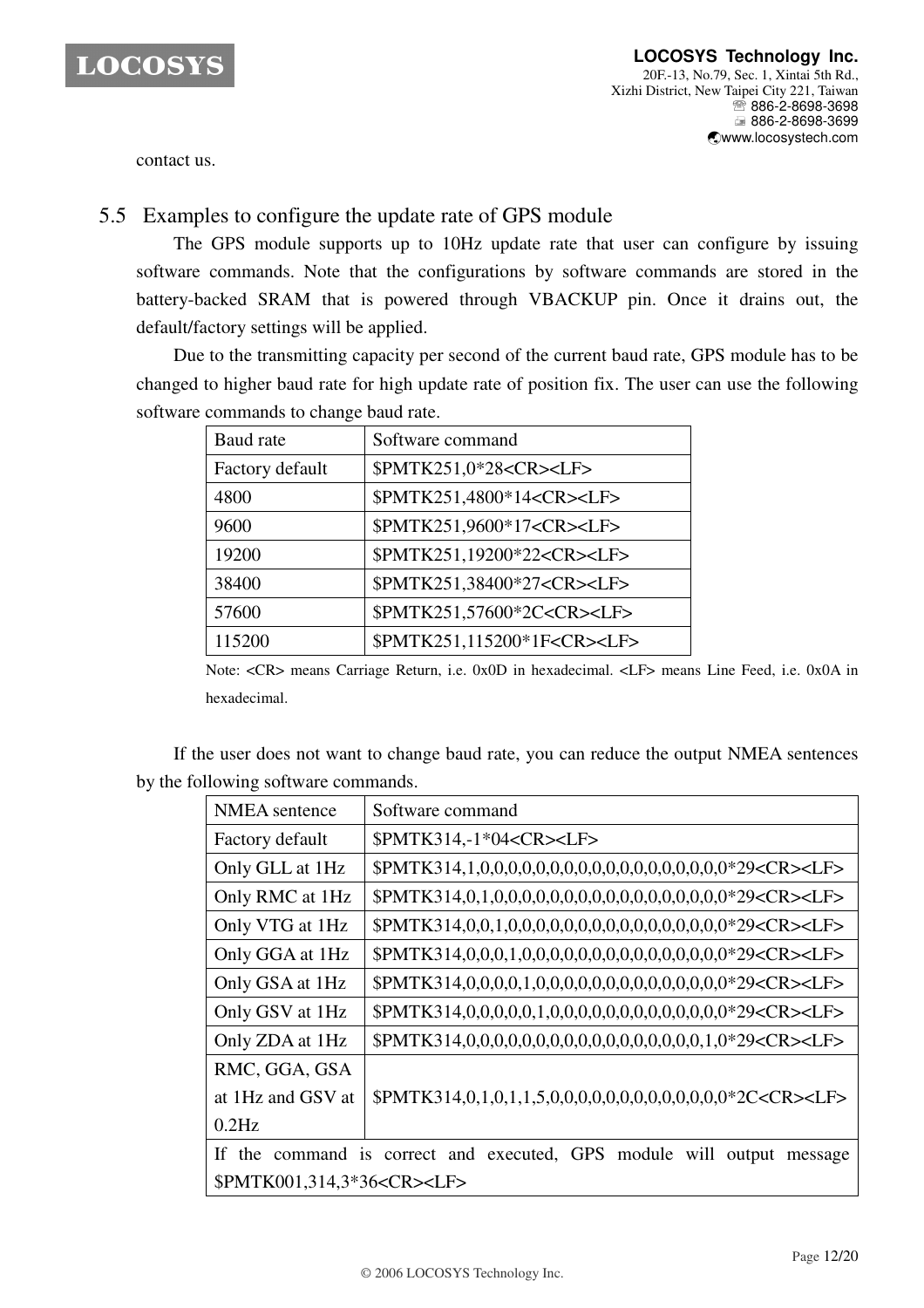contact us.

## 5.5 Examples to configure the update rate of GPS module

The GPS module supports up to 10Hz update rate that user can configure by issuing software commands. Note that the configurations by software commands are stored in the battery-backed SRAM that is powered through VBACKUP pin. Once it drains out, the default/factory settings will be applied.

Due to the transmitting capacity per second of the current baud rate, GPS module has to be changed to higher baud rate for high update rate of position fix. The user can use the following software commands to change baud rate.

| Baud rate | Software command |
| --- | --- |
| Factory default | $PMTK251,0*28<CR><LF> |
| 4800 | $PMTK251,4800*14<CR><LF> |
| 9600 | $PMTK251,9600*17<CR><LF> |
| 19200 | $PMTK251,19200*22<CR><LF> |
| 38400 | $PMTK251,38400*27<CR><LF> |
| 57600 | $PMTK251,57600*2C<CR><LF> |
| 115200 | $PMTK251,115200*1F<CR><LF> |

Note: <CR> means Carriage Return, i.e. 0x0D in hexadecimal. <LF> means Line Feed, i.e. 0x0A in hexadecimal.

If the user does not want to change baud rate, you can reduce the output NMEA sentences by the following software commands.

| NMEA sentence | Software command |
| --- | --- |
| Factory default | $PMTK314,-1*04<CR><LF> |
| Only GLL at 1Hz | $PMTK314,1,0,0,0,0,0,0,0,0,0,0,0,0,0,0,0,0,0,0*29<CR><LF> |
| Only RMC at 1Hz | $PMTK314,0,1,0,0,0,0,0,0,0,0,0,0,0,0,0,0,0,0,0*29<CR><LF> |
| Only VTG at 1Hz | $PMTK314,0,0,1,0,0,0,0,0,0,0,0,0,0,0,0,0,0,0,0*29<CR><LF> |
| Only GGA at 1Hz | $PMTK314,0,0,0,1,0,0,0,0,0,0,0,0,0,0,0,0,0,0,0*29<CR><LF> |
| Only GSA at 1Hz | $PMTK314,0,0,0,0,1,0,0,0,0,0,0,0,0,0,0,0,0,0,0*29<CR><LF> |
| Only GSV at 1Hz | $PMTK314,0,0,0,0,0,1,0,0,0,0,0,0,0,0,0,0,0,0,0*29<CR><LF> |
| Only ZDA at 1Hz | $PMTK314,0,0,0,0,0,0,0,0,0,0,0,0,0,0,0,0,0,1,0*29<CR><LF> |
| RMC, GGA, GSA at 1Hz and GSV at 0.2Hz | $PMTK314,0,1,0,1,1,5,0,0,0,0,0,0,0,0,0,0,0,0,0*2C<CR><LF> |
| If the command is correct and executed, GPS module will output message $PMTK001,314,3*36<CR><LF> | |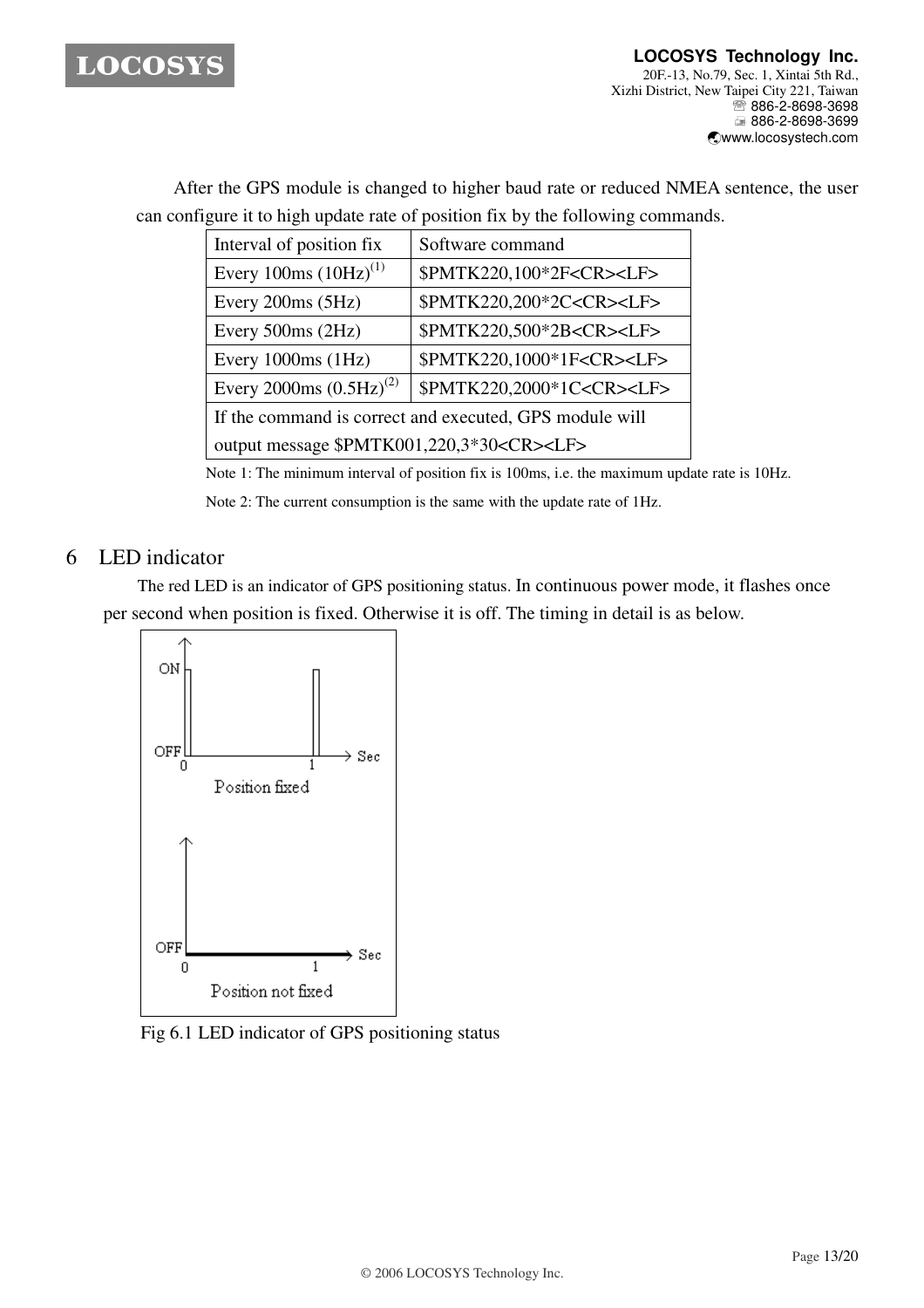After the GPS module is changed to higher baud rate or reduced NMEA sentence, the user can configure it to high update rate of position fix by the following commands.

| Interval of position fix | Software command |
|---|---|
| Every 100ms (10Hz)(1) | $PMTK220,100*2F<CR><LF> |
| Every 200ms (5Hz) | $PMTK220,200*2C<CR><LF> |
| Every 500ms (2Hz) | $PMTK220,500*2B<CR><LF> |
| Every 1000ms (1Hz) | $PMTK220,1000*1F<CR><LF> |
| Every 2000ms (0.5Hz)(2) | $PMTK220,2000*1C<CR><LF> |
| If the command is correct and executed, GPS module will output message $PMTK001,220,3*30<CR><LF> | |

Note 1: The minimum interval of position fix is 100ms, i.e. the maximum update rate is 10Hz.

Note 2: The current consumption is the same with the update rate of 1Hz.

# 6 LED indicator

The red LED is an indicator of GPS positioning status. In continuous power mode, it flashes once per second when position is fixed. Otherwise it is off. The timing in detail is as below.

Fig 6.1 LED indicator of GPS positioning status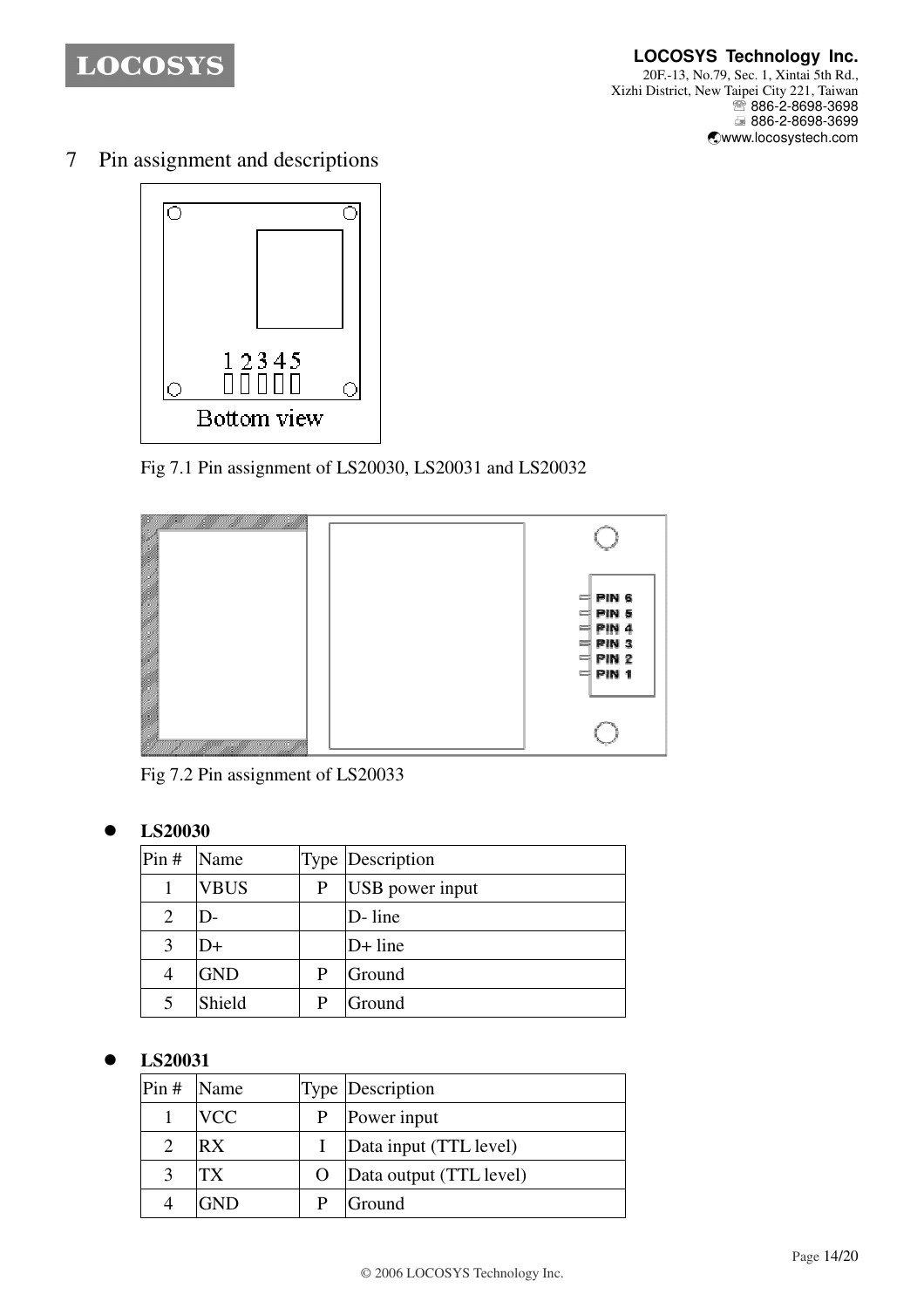# 7 Pin assignment and descriptions

Fig 7.1 Pin assignment of LS20030, LS20031 and LS20032

Fig 7.2 Pin assignment of LS20033

- **LS20030**

| Pin # | Name | Type | Description |
|---|---|---|---|
| 1 | VBUS | P | USB power input |
| 2 | D- | | D- line |
| 3 | D+ | | D+ line |
| 4 | GND | P | Ground |
| 5 | Shield | P | Ground |

- **LS20031**

| Pin # | Name | Type | Description |
|---|---|---|---|
| 1 | VCC | P | Power input |
| 2 | RX | I | Data input (TTL level) |
| 3 | TX | O | Data output (TTL level) |
| 4 | GND | P | Ground |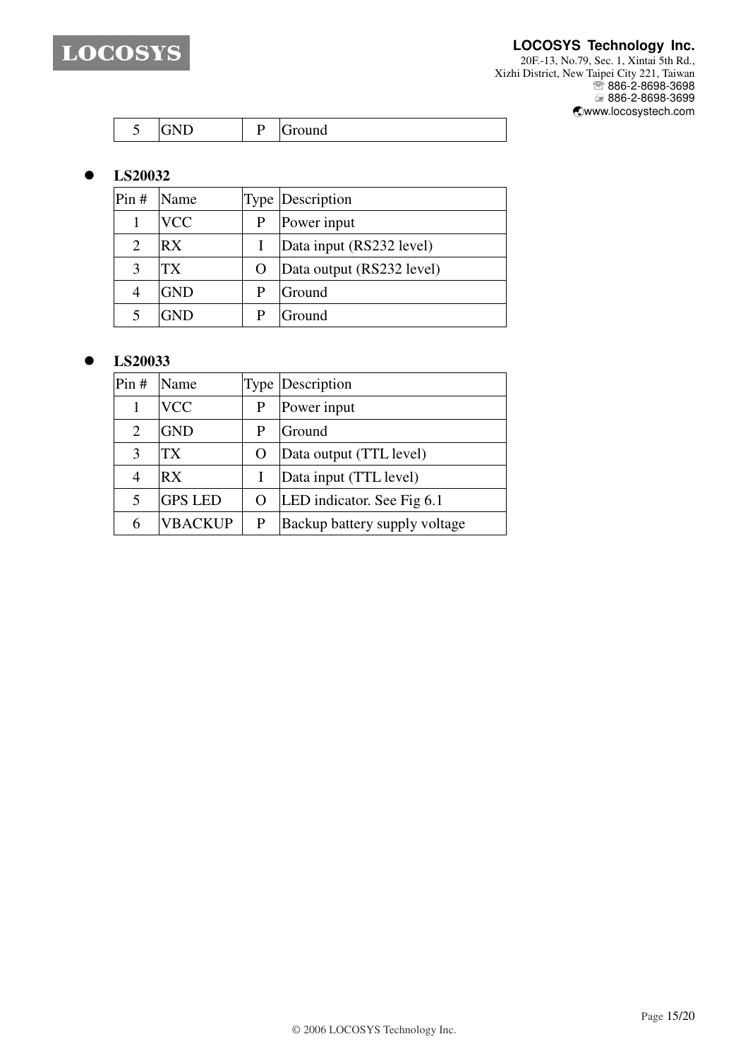| 5 | GND | P | Ground |
|---|---|---|---|

- **LS20032**

| Pin # | Name | Type | Description |
|---|---|---|---|
| 1 | VCC | P | Power input |
| 2 | RX | I | Data input (RS232 level) |
| 3 | TX | O | Data output (RS232 level) |
| 4 | GND | P | Ground |
| 5 | GND | P | Ground |

- **LS20033**

| Pin # | Name | Type | Description |
|---|---|---|---|
| 1 | VCC | P | Power input |
| 2 | GND | P | Ground |
| 3 | TX | O | Data output (TTL level) |
| 4 | RX | I | Data input (TTL level) |
| 5 | GPS LED | O | LED indicator. See Fig 6.1 |
| 6 | VBACKUP | P | Backup battery supply voltage |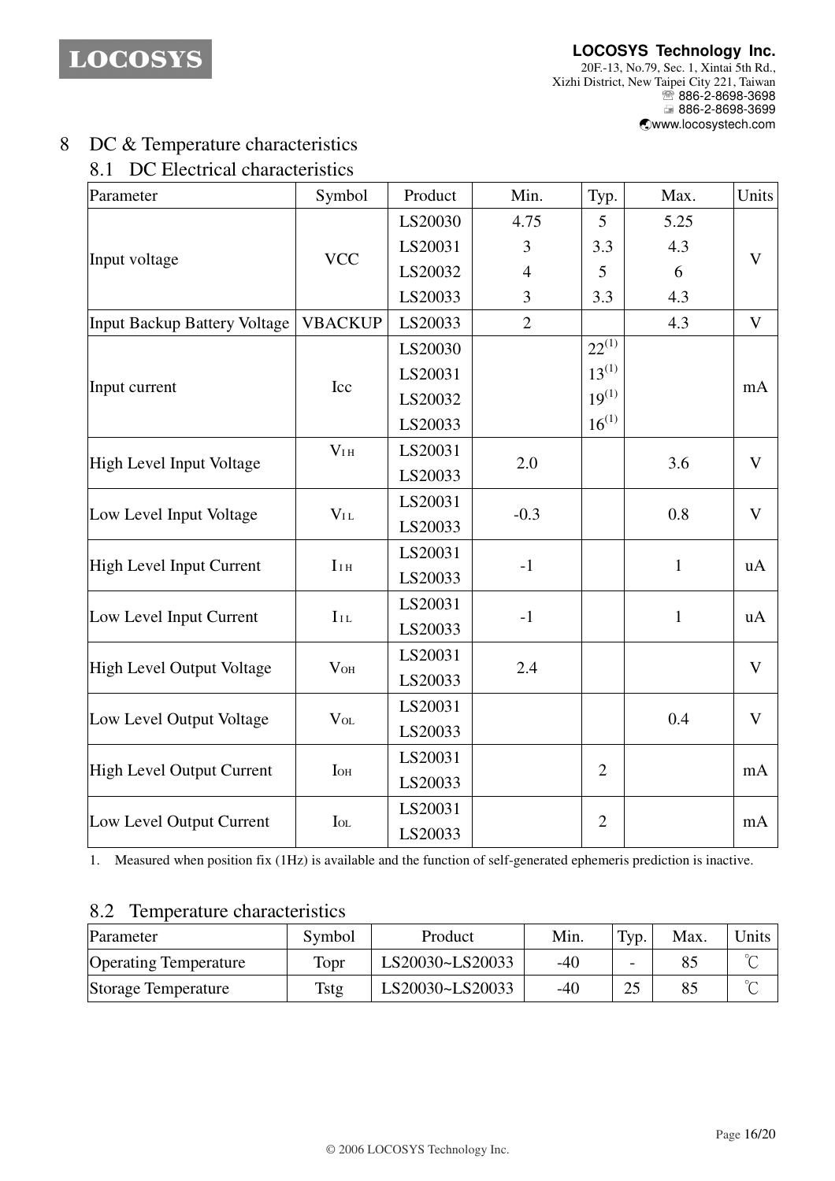# 8 DC & Temperature characteristics

## 8.1 DC Electrical characteristics

| Parameter | Symbol | Product | Min. | Typ. | Max. | Units |
|---|---|---|---|---|---|---|
| Input voltage | VCC | LS20030 | 4.75 | 5 | 5.25 | V |
| | | LS20031 | 3 | 3.3 | 4.3 | |
| | | LS20032 | 4 | 5 | 6 | |
| | | LS20033 | 3 | 3.3 | 4.3 | |
| Input Backup Battery Voltage | VBACKUP | LS20033 | 2 | | 4.3 | V |
| Input current | Icc | LS20030 | | 22(1) | | mA |
| | | LS20031 | | 13(1) | | |
| | | LS20032 | | 19(1) | | |
| | | LS20033 | | 16(1) | | |
| High Level Input Voltage | $V_{IH}$ | LS20031, LS20033 | 2.0 | | 3.6 | V |
| Low Level Input Voltage | $V_{IL}$ | LS20031, LS20033 | -0.3 | | 0.8 | V |
| High Level Input Current | $I_{IH}$ | LS20031, LS20033 | -1 | | 1 | uA |
| Low Level Input Current | $I_{IL}$ | LS20031, LS20033 | -1 | | 1 | uA |
| High Level Output Voltage | $V_{OH}$ | LS20031, LS20033 | 2.4 | | | V |
| Low Level Output Voltage | $V_{OL}$ | LS20031, LS20033 | | | 0.4 | V |
| High Level Output Current | $I_{OH}$ | LS20031, LS20033 | | 2 | | mA |
| Low Level Output Current | $I_{OL}$ | LS20031, LS20033 | | 2 | | mA |

1. Measured when position fix (1Hz) is available and the function of self-generated ephemeris prediction is inactive.

## 8.2 Temperature characteristics

| Parameter | Symbol | Product | Min. | Typ. | Max. | Units |
|---|---|---|---|---|---|---|
| Operating Temperature | Topr | LS20030~LS20033 | -40 | - | 85 | ℃ |
| Storage Temperature | Tstg | LS20030~LS20033 | -40 | 25 | 85 | ℃ |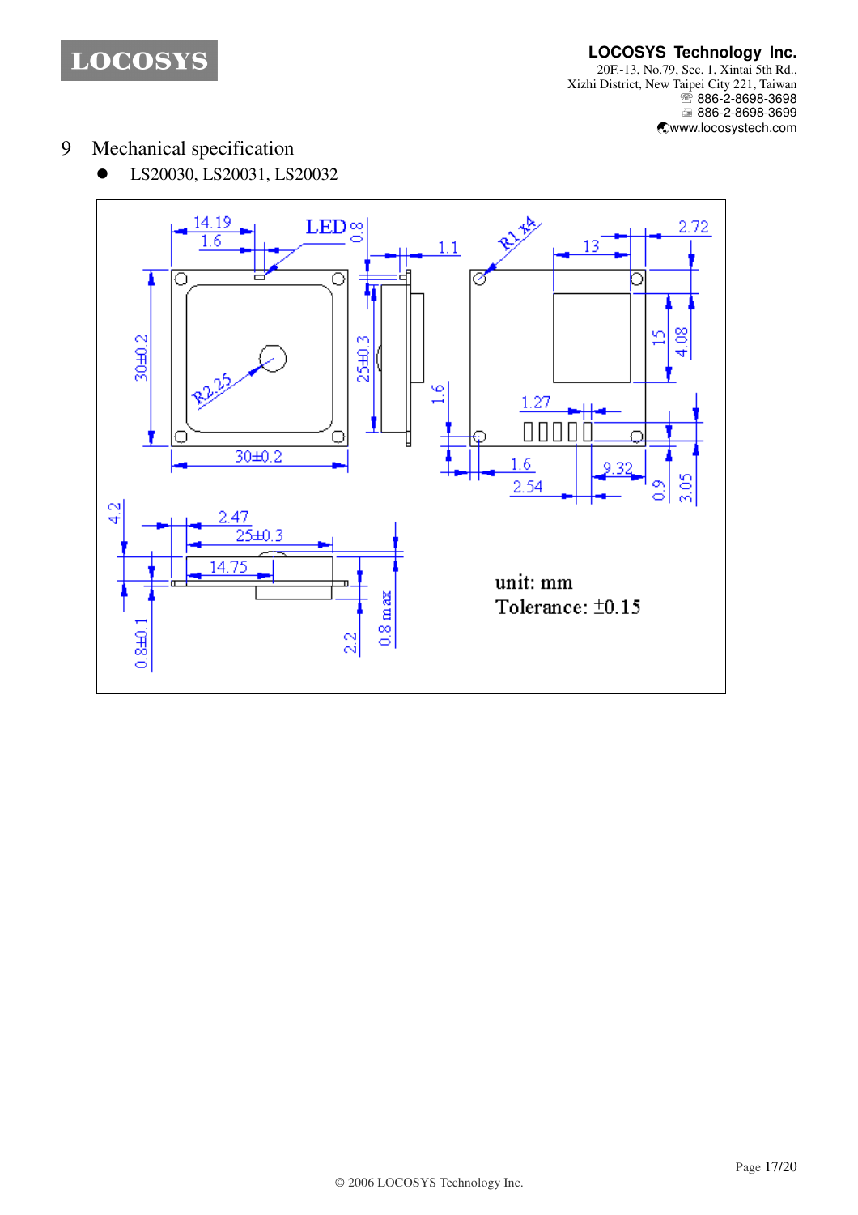## 9 Mechanical specification

- LS20030, LS20031, LS20032

14.19
1.6
LED
0.8
1.1
R1 x4
13
2.72
30±0.2
R2.25
25±0.3
1.6
15
4.08
1.27
30±0.2
1.6
2.54
9.32
0.9
3.05
4.2
2.47
25±0.3
14.75
0.8±0.1
2.2
0.8 max

unit: mm
Tolerance: ±0.15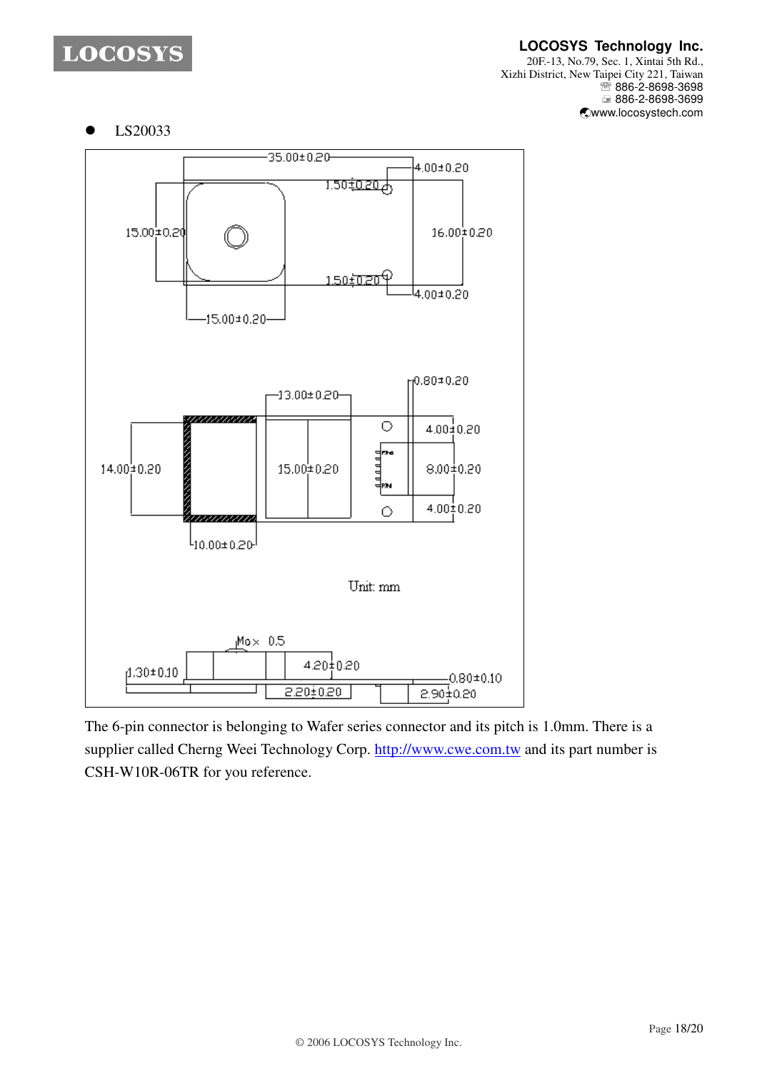- LS20033

35.00±0.20

4.00±0.20

1.50±0.20

15.00±0.20

16.00±0.20

1.50±0.20

4.00±0.20

15.00±0.20

0.80±0.20

13.00±0.20

4.00±0.20

14.00±0.20

15.00±0.20

8.00±0.20

4.00±0.20

10.00±0.20

Unit: mm

Max 0.5

1.30±0.10

4.20±0.20

0.80±0.10

2.20±0.20

2.90±0.20

The 6-pin connector is belonging to Wafer series connector and its pitch is 1.0mm. There is a supplier called Cherng Weei Technology Corp. http://www.cwe.com.tw and its part number is CSH-W10R-06TR for you reference.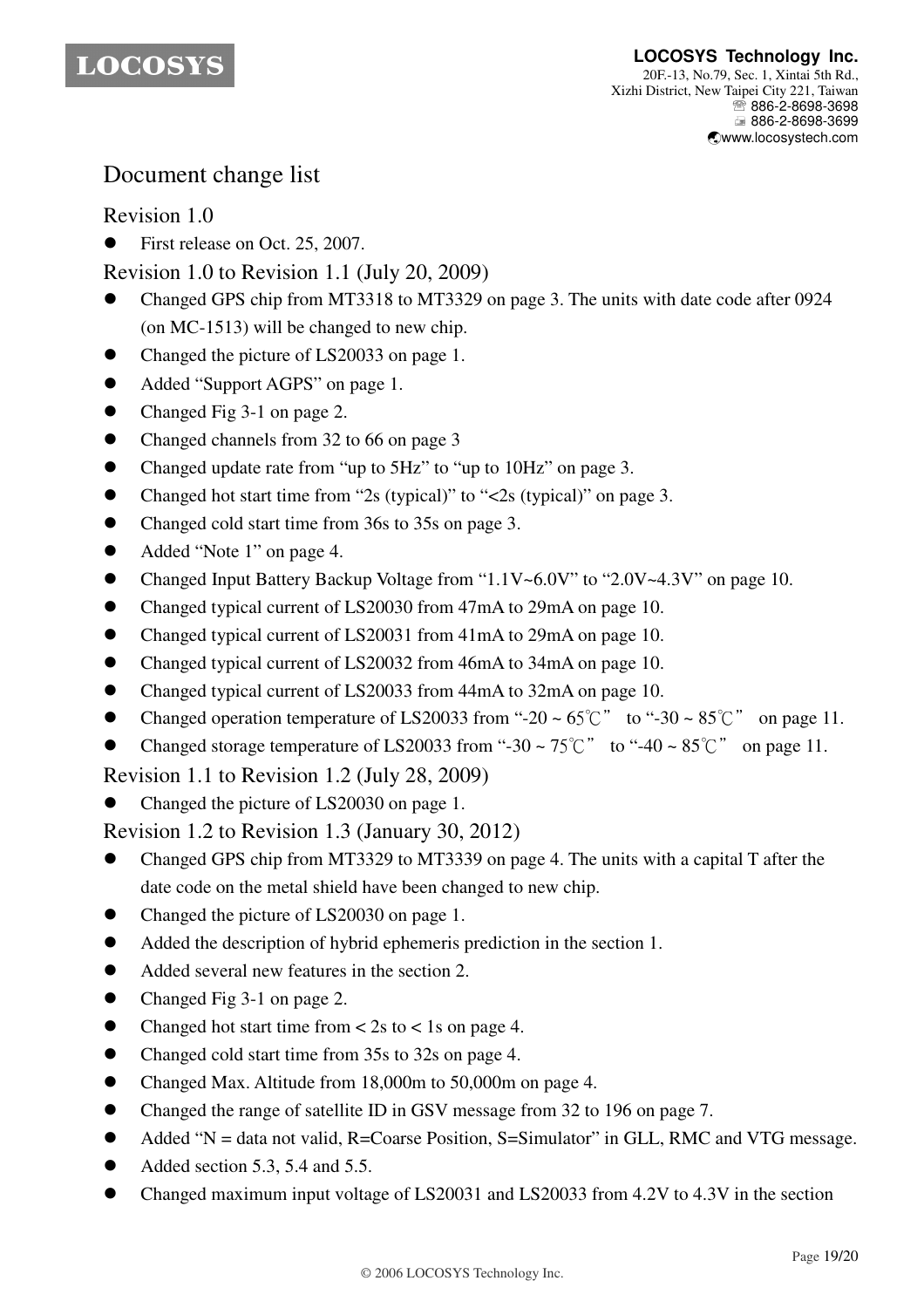# Document change list

## Revision 1.0

- First release on Oct. 25, 2007.

## Revision 1.0 to Revision 1.1 (July 20, 2009)

- Changed GPS chip from MT3318 to MT3329 on page 3. The units with date code after 0924 (on MC-1513) will be changed to new chip.
- Changed the picture of LS20033 on page 1.
- Added "Support AGPS" on page 1.
- Changed Fig 3-1 on page 2.
- Changed channels from 32 to 66 on page 3
- Changed update rate from "up to 5Hz" to "up to 10Hz" on page 3.
- Changed hot start time from "2s (typical)" to "<2s (typical)" on page 3.
- Changed cold start time from 36s to 35s on page 3.
- Added "Note 1" on page 4.
- Changed Input Battery Backup Voltage from "1.1V~6.0V" to "2.0V~4.3V" on page 10.
- Changed typical current of LS20030 from 47mA to 29mA on page 10.
- Changed typical current of LS20031 from 41mA to 29mA on page 10.
- Changed typical current of LS20032 from 46mA to 34mA on page 10.
- Changed typical current of LS20033 from 44mA to 32mA on page 10.
- Changed operation temperature of LS20033 from "-20 ~ 65℃" to "-30 ~ 85℃" on page 11.
- Changed storage temperature of LS20033 from "-30 ~ 75℃" to "-40 ~ 85℃" on page 11.

## Revision 1.1 to Revision 1.2 (July 28, 2009)

- Changed the picture of LS20030 on page 1.

## Revision 1.2 to Revision 1.3 (January 30, 2012)

- Changed GPS chip from MT3329 to MT3339 on page 4. The units with a capital T after the date code on the metal shield have been changed to new chip.
- Changed the picture of LS20030 on page 1.
- Added the description of hybrid ephemeris prediction in the section 1.
- Added several new features in the section 2.
- Changed Fig 3-1 on page 2.
- Changed hot start time from < 2s to < 1s on page 4.
- Changed cold start time from 35s to 32s on page 4.
- Changed Max. Altitude from 18,000m to 50,000m on page 4.
- Changed the range of satellite ID in GSV message from 32 to 196 on page 7.
- Added "N = data not valid, R=Coarse Position, S=Simulator" in GLL, RMC and VTG message.
- Added section 5.3, 5.4 and 5.5.
- Changed maximum input voltage of LS20031 and LS20033 from 4.2V to 4.3V in the section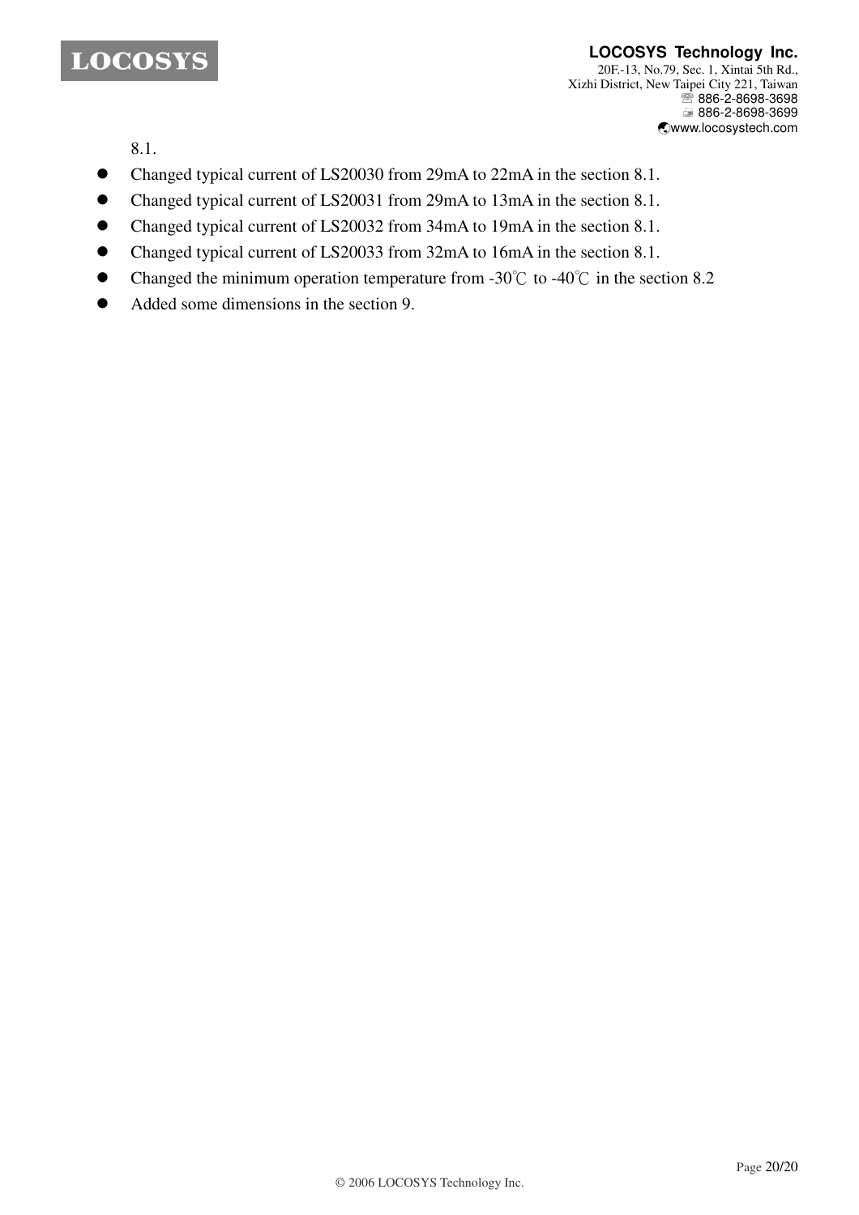8.1.

- Changed typical current of LS20030 from 29mA to 22mA in the section 8.1.
- Changed typical current of LS20031 from 29mA to 13mA in the section 8.1.
- Changed typical current of LS20032 from 34mA to 19mA in the section 8.1.
- Changed typical current of LS20033 from 32mA to 16mA in the section 8.1.
- Changed the minimum operation temperature from -30℃ to -40℃ in the section 8.2
- Added some dimensions in the section 9.